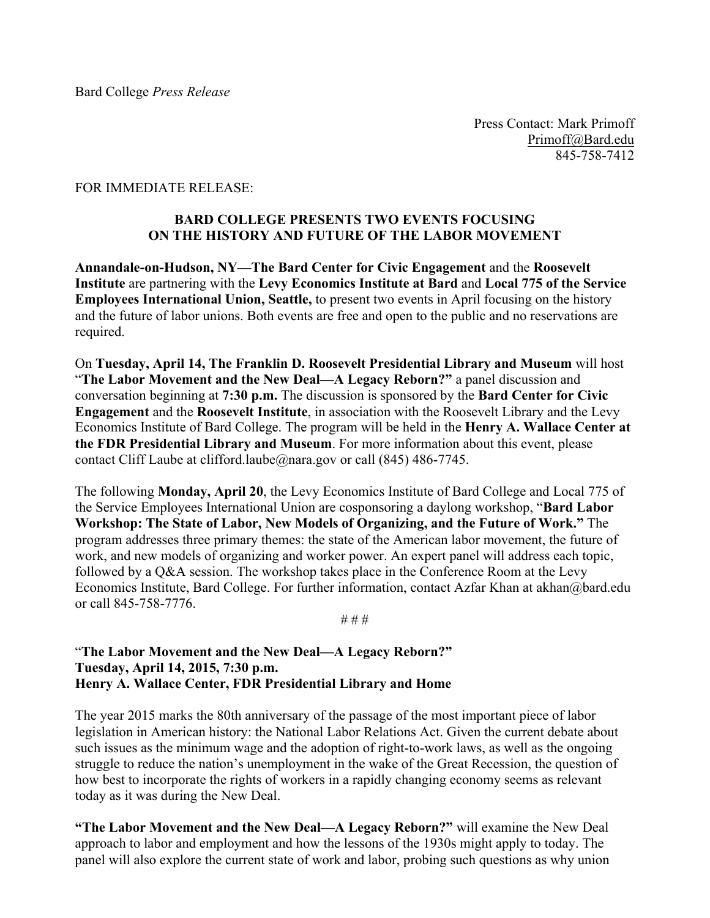Bard College *Press Release*

Press Contact: Mark Primoff
Primoff@Bard.edu
845-758-7412

FOR IMMEDIATE RELEASE:

**BARD COLLEGE PRESENTS TWO EVENTS FOCUSING ON THE HISTORY AND FUTURE OF THE LABOR MOVEMENT**

**Annandale-on-Hudson, NY—The Bard Center for Civic Engagement** and the **Roosevelt Institute** are partnering with the **Levy Economics Institute at Bard** and **Local 775 of the Service Employees International Union, Seattle,** to present two events in April focusing on the history and the future of labor unions. Both events are free and open to the public and no reservations are required.

On **Tuesday, April 14, The Franklin D. Roosevelt Presidential Library and Museum** will host "**The Labor Movement and the New Deal—A Legacy Reborn?"** a panel discussion and conversation beginning at **7:30 p.m.** The discussion is sponsored by the **Bard Center for Civic Engagement** and the **Roosevelt Institute**, in association with the Roosevelt Library and the Levy Economics Institute of Bard College. The program will be held in the **Henry A. Wallace Center at the FDR Presidential Library and Museum**. For more information about this event, please contact Cliff Laube at clifford.laube@nara.gov or call (845) 486-7745.

The following **Monday, April 20**, the Levy Economics Institute of Bard College and Local 775 of the Service Employees International Union are cosponsoring a daylong workshop, "**Bard Labor Workshop: The State of Labor, New Models of Organizing, and the Future of Work."** The program addresses three primary themes: the state of the American labor movement, the future of work, and new models of organizing and worker power. An expert panel will address each topic, followed by a Q&A session. The workshop takes place in the Conference Room at the Levy Economics Institute, Bard College. For further information, contact Azfar Khan at akhan@bard.edu or call 845-758-7776.

# # #

"**The Labor Movement and the New Deal—A Legacy Reborn?"**
**Tuesday, April 14, 2015, 7:30 p.m.**
**Henry A. Wallace Center, FDR Presidential Library and Home**

The year 2015 marks the 80th anniversary of the passage of the most important piece of labor legislation in American history: the National Labor Relations Act. Given the current debate about such issues as the minimum wage and the adoption of right-to-work laws, as well as the ongoing struggle to reduce the nation's unemployment in the wake of the Great Recession, the question of how best to incorporate the rights of workers in a rapidly changing economy seems as relevant today as it was during the New Deal.

**"The Labor Movement and the New Deal—A Legacy Reborn?"** will examine the New Deal approach to labor and employment and how the lessons of the 1930s might apply to today. The panel will also explore the current state of work and labor, probing such questions as why union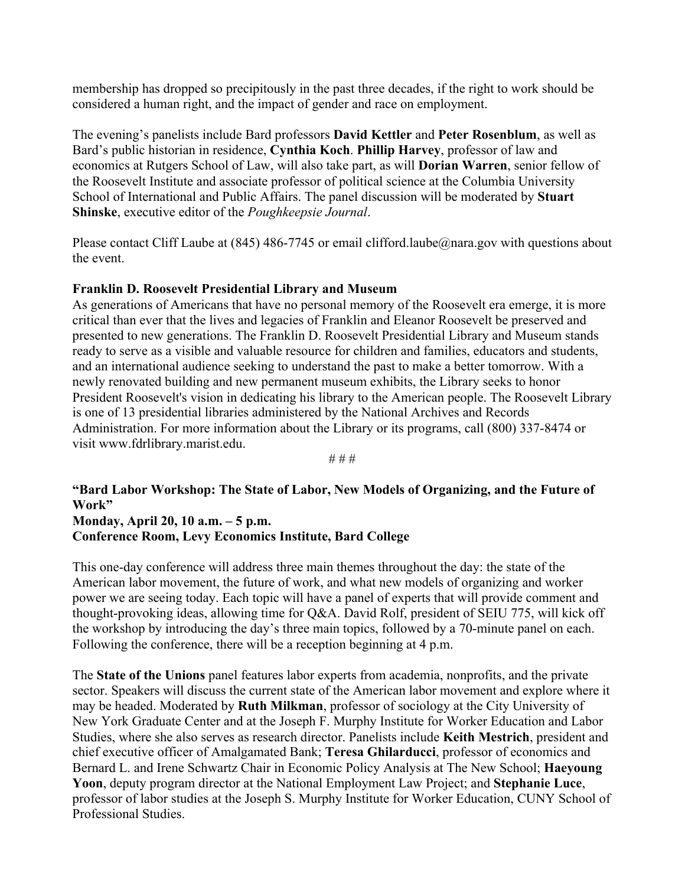membership has dropped so precipitously in the past three decades, if the right to work should be considered a human right, and the impact of gender and race on employment.

The evening's panelists include Bard professors **David Kettler** and **Peter Rosenblum**, as well as Bard's public historian in residence, **Cynthia Koch**. **Phillip Harvey**, professor of law and economics at Rutgers School of Law, will also take part, as will **Dorian Warren**, senior fellow of the Roosevelt Institute and associate professor of political science at the Columbia University School of International and Public Affairs. The panel discussion will be moderated by **Stuart Shinske**, executive editor of the *Poughkeepsie Journal*.

Please contact Cliff Laube at (845) 486-7745 or email clifford.laube@nara.gov with questions about the event.

**Franklin D. Roosevelt Presidential Library and Museum**

As generations of Americans that have no personal memory of the Roosevelt era emerge, it is more critical than ever that the lives and legacies of Franklin and Eleanor Roosevelt be preserved and presented to new generations. The Franklin D. Roosevelt Presidential Library and Museum stands ready to serve as a visible and valuable resource for children and families, educators and students, and an international audience seeking to understand the past to make a better tomorrow. With a newly renovated building and new permanent museum exhibits, the Library seeks to honor President Roosevelt's vision in dedicating his library to the American people. The Roosevelt Library is one of 13 presidential libraries administered by the National Archives and Records Administration. For more information about the Library or its programs, call (800) 337-8474 or visit www.fdrlibrary.marist.edu.

# # #

**"Bard Labor Workshop: The State of Labor, New Models of Organizing, and the Future of Work"**
**Monday, April 20, 10 a.m. – 5 p.m.**
**Conference Room, Levy Economics Institute, Bard College**

This one-day conference will address three main themes throughout the day: the state of the American labor movement, the future of work, and what new models of organizing and worker power we are seeing today. Each topic will have a panel of experts that will provide comment and thought-provoking ideas, allowing time for Q&A. David Rolf, president of SEIU 775, will kick off the workshop by introducing the day's three main topics, followed by a 70-minute panel on each. Following the conference, there will be a reception beginning at 4 p.m.

The **State of the Unions** panel features labor experts from academia, nonprofits, and the private sector. Speakers will discuss the current state of the American labor movement and explore where it may be headed. Moderated by **Ruth Milkman**, professor of sociology at the City University of New York Graduate Center and at the Joseph F. Murphy Institute for Worker Education and Labor Studies, where she also serves as research director. Panelists include **Keith Mestrich**, president and chief executive officer of Amalgamated Bank; **Teresa Ghilarducci**, professor of economics and Bernard L. and Irene Schwartz Chair in Economic Policy Analysis at The New School; **Haeyoung Yoon**, deputy program director at the National Employment Law Project; and **Stephanie Luce**, professor of labor studies at the Joseph S. Murphy Institute for Worker Education, CUNY School of Professional Studies.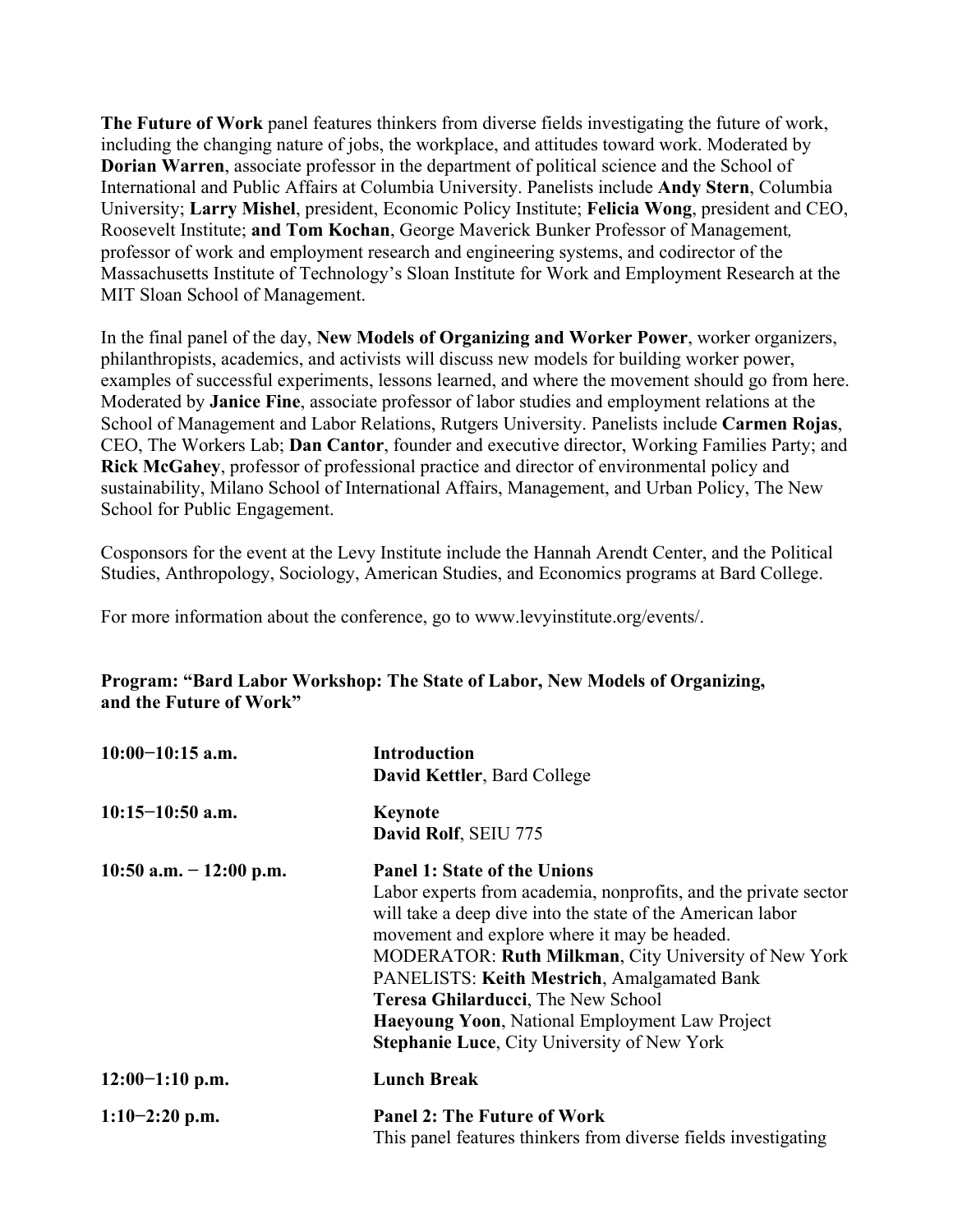**The Future of Work** panel features thinkers from diverse fields investigating the future of work, including the changing nature of jobs, the workplace, and attitudes toward work. Moderated by **Dorian Warren**, associate professor in the department of political science and the School of International and Public Affairs at Columbia University. Panelists include **Andy Stern**, Columbia University; **Larry Mishel**, president, Economic Policy Institute; **Felicia Wong**, president and CEO, Roosevelt Institute; **and Tom Kochan**, George Maverick Bunker Professor of Management, professor of work and employment research and engineering systems, and codirector of the Massachusetts Institute of Technology's Sloan Institute for Work and Employment Research at the MIT Sloan School of Management.

In the final panel of the day, **New Models of Organizing and Worker Power**, worker organizers, philanthropists, academics, and activists will discuss new models for building worker power, examples of successful experiments, lessons learned, and where the movement should go from here. Moderated by **Janice Fine**, associate professor of labor studies and employment relations at the School of Management and Labor Relations, Rutgers University. Panelists include **Carmen Rojas**, CEO, The Workers Lab; **Dan Cantor**, founder and executive director, Working Families Party; and **Rick McGahey**, professor of professional practice and director of environmental policy and sustainability, Milano School of International Affairs, Management, and Urban Policy, The New School for Public Engagement.

Cosponsors for the event at the Levy Institute include the Hannah Arendt Center, and the Political Studies, Anthropology, Sociology, American Studies, and Economics programs at Bard College.

For more information about the conference, go to www.levyinstitute.org/events/.

**Program: "Bard Labor Workshop: The State of Labor, New Models of Organizing, and the Future of Work"**

**10:00−10:15 a.m.**
**Introduction**
**David Kettler**, Bard College

**10:15−10:50 a.m.**
**Keynote**
**David Rolf**, SEIU 775

**10:50 a.m. − 12:00 p.m.**
**Panel 1: State of the Unions**
Labor experts from academia, nonprofits, and the private sector will take a deep dive into the state of the American labor movement and explore where it may be headed.
MODERATOR: **Ruth Milkman**, City University of New York
PANELISTS: **Keith Mestrich**, Amalgamated Bank
**Teresa Ghilarducci**, The New School
**Haeyoung Yoon**, National Employment Law Project
**Stephanie Luce**, City University of New York

**12:00−1:10 p.m.**
**Lunch Break**

**1:10−2:20 p.m.**
**Panel 2: The Future of Work**
This panel features thinkers from diverse fields investigating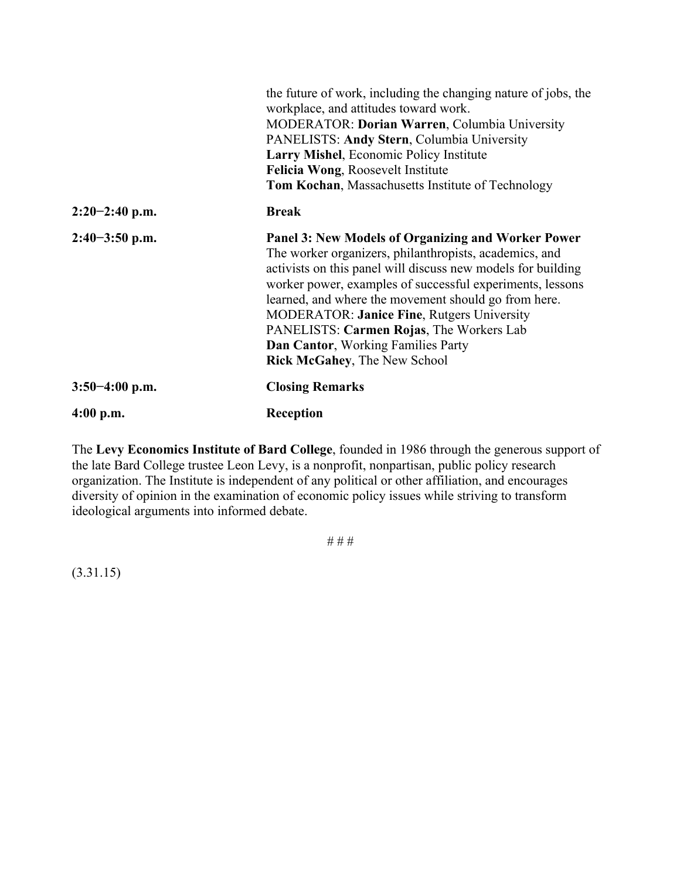the future of work, including the changing nature of jobs, the workplace, and attitudes toward work.
MODERATOR: **Dorian Warren**, Columbia University
PANELISTS: **Andy Stern**, Columbia University
**Larry Mishel**, Economic Policy Institute
**Felicia Wong**, Roosevelt Institute
**Tom Kochan**, Massachusetts Institute of Technology

**2:20−2:40 p.m.** **Break**

**2:40−3:50 p.m.** **Panel 3: New Models of Organizing and Worker Power**
The worker organizers, philanthropists, academics, and activists on this panel will discuss new models for building worker power, examples of successful experiments, lessons learned, and where the movement should go from here.
MODERATOR: **Janice Fine**, Rutgers University
PANELISTS: **Carmen Rojas**, The Workers Lab
**Dan Cantor**, Working Families Party
**Rick McGahey**, The New School

**3:50−4:00 p.m.** **Closing Remarks**

**4:00 p.m.** **Reception**

The **Levy Economics Institute of Bard College**, founded in 1986 through the generous support of the late Bard College trustee Leon Levy, is a nonprofit, nonpartisan, public policy research organization. The Institute is independent of any political or other affiliation, and encourages diversity of opinion in the examination of economic policy issues while striving to transform ideological arguments into informed debate.

# # #

(3.31.15)